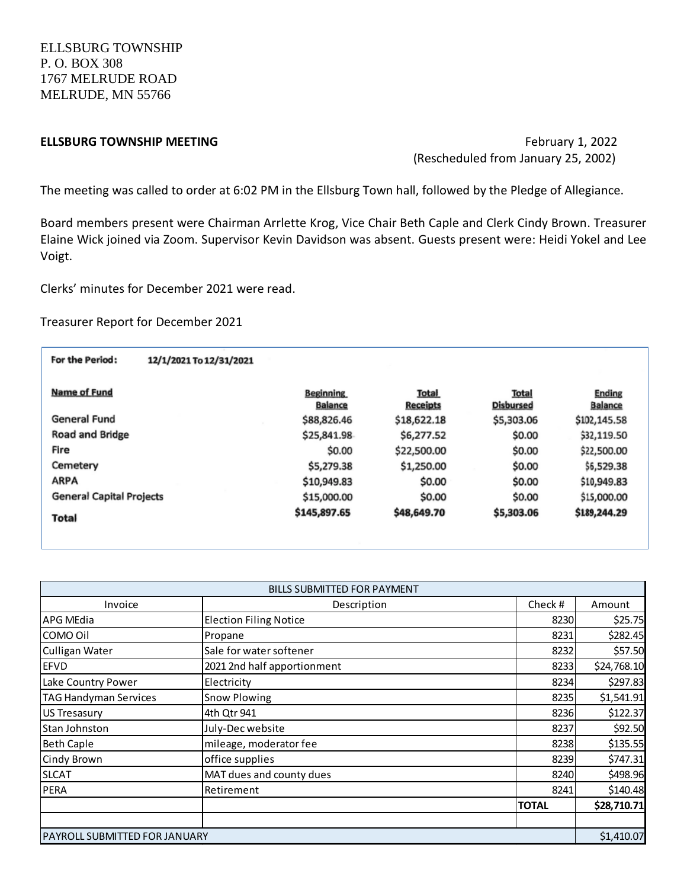ELLSBURG TOWNSHIP
P. O. BOX 308
1767 MELRUDE ROAD
MELRUDE, MN 55766

**ELLSBURG TOWNSHIP MEETING**

February 1, 2022
(Rescheduled from January 25, 2002)

The meeting was called to order at 6:02 PM in the Ellsburg Town hall, followed by the Pledge of Allegiance.

Board members present were Chairman Arrlette Krog, Vice Chair Beth Caple and Clerk Cindy Brown. Treasurer Elaine Wick joined via Zoom. Supervisor Kevin Davidson was absent. Guests present were: Heidi Yokel and Lee Voigt.

Clerks' minutes for December 2021 were read.

Treasurer Report for December 2021

**For the Period:** 12/1/2021 To 12/31/2021

| Name of Fund | Beginning Balance | Total Receipts | Total Disbursed | Ending Balance |
|---|---|---|---|---|
| General Fund | $88,826.46 | $18,622.18 | $5,303.06 | $102,145.58 |
| Road and Bridge | $25,841.98 | $6,277.52 | $0.00 | $32,119.50 |
| Fire | $0.00 | $22,500.00 | $0.00 | $22,500.00 |
| Cemetery | $5,279.38 | $1,250.00 | $0.00 | $6,529.38 |
| ARPA | $10,949.83 | $0.00 | $0.00 | $10,949.83 |
| General Capital Projects | $15,000.00 | $0.00 | $0.00 | $15,000.00 |
| **Total** | **$145,897.65** | **$48,649.70** | **$5,303.06** | **$189,244.29** |

| BILLS SUBMITTED FOR PAYMENT | | | |
|---|---|---|---|
| Invoice | Description | Check # | Amount |
| APG MEdia | Election Filing Notice | 8230 | $25.75 |
| COMO Oil | Propane | 8231 | $282.45 |
| Culligan Water | Sale for water softener | 8232 | $57.50 |
| EFVD | 2021 2nd half apportionment | 8233 | $24,768.10 |
| Lake Country Power | Electricity | 8234 | $297.83 |
| TAG Handyman Services | Snow Plowing | 8235 | $1,541.91 |
| US Tresasury | 4th Qtr 941 | 8236 | $122.37 |
| Stan Johnston | July-Dec website | 8237 | $92.50 |
| Beth Caple | mileage, moderator fee | 8238 | $135.55 |
| Cindy Brown | office supplies | 8239 | $747.31 |
| SLCAT | MAT dues and county dues | 8240 | $498.96 |
| PERA | Retirement | 8241 | $140.48 |
| | | **TOTAL** | **$28,710.71** |
| | | | |
| PAYROLL SUBMITTED FOR JANUARY | | | $1,410.07 |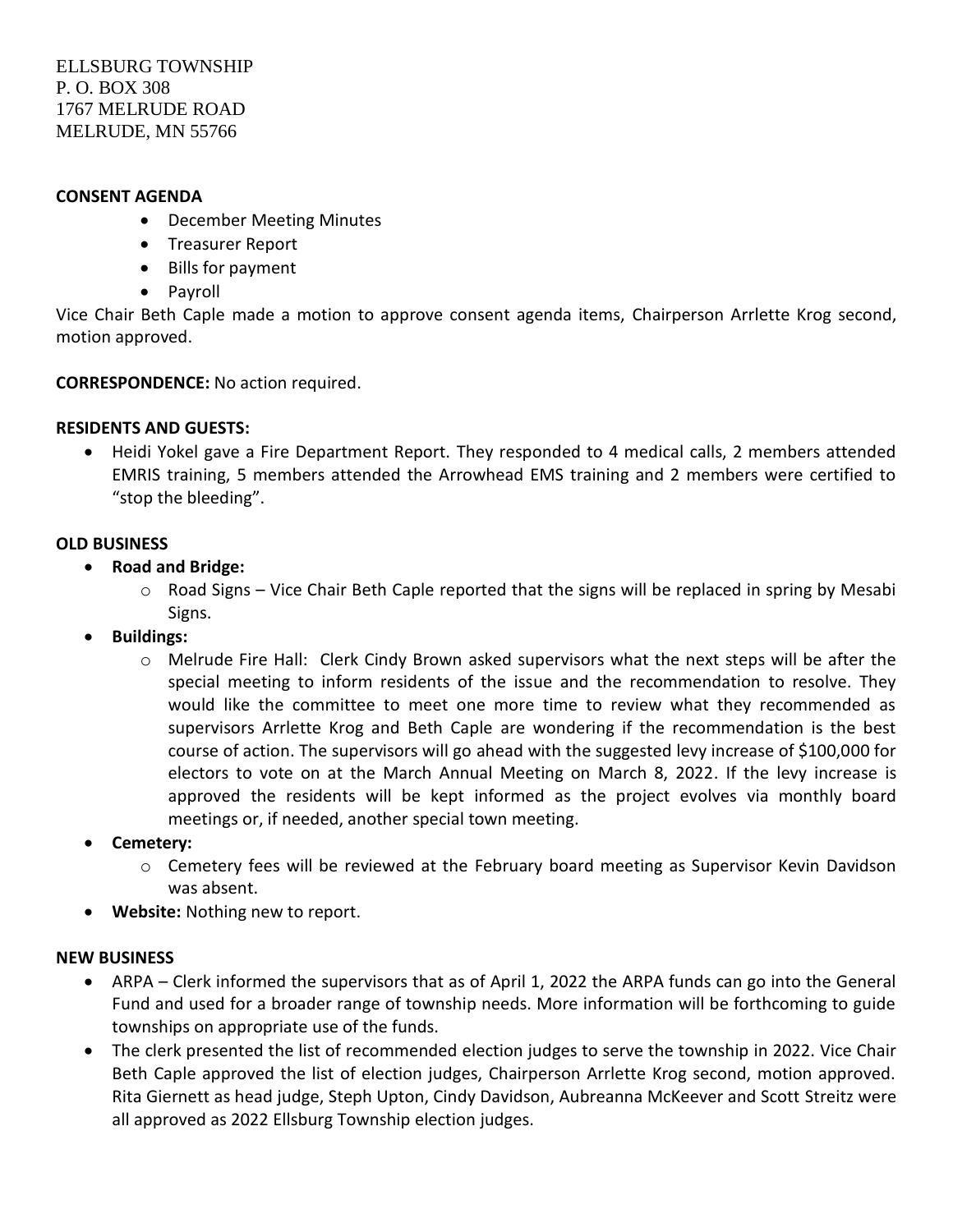ELLSBURG TOWNSHIP
P. O. BOX 308
1767 MELRUDE ROAD
MELRUDE, MN 55766

**CONSENT AGENDA**

- December Meeting Minutes
- Treasurer Report
- Bills for payment
- Payroll

Vice Chair Beth Caple made a motion to approve consent agenda items, Chairperson Arrlette Krog second, motion approved.

**CORRESPONDENCE:** No action required.

**RESIDENTS AND GUESTS:**

- Heidi Yokel gave a Fire Department Report. They responded to 4 medical calls, 2 members attended EMRIS training, 5 members attended the Arrowhead EMS training and 2 members were certified to "stop the bleeding".

**OLD BUSINESS**

- **Road and Bridge:**
    - Road Signs – Vice Chair Beth Caple reported that the signs will be replaced in spring by Mesabi Signs.
- **Buildings:**
    - Melrude Fire Hall: Clerk Cindy Brown asked supervisors what the next steps will be after the special meeting to inform residents of the issue and the recommendation to resolve. They would like the committee to meet one more time to review what they recommended as supervisors Arrlette Krog and Beth Caple are wondering if the recommendation is the best course of action. The supervisors will go ahead with the suggested levy increase of $100,000 for electors to vote on at the March Annual Meeting on March 8, 2022. If the levy increase is approved the residents will be kept informed as the project evolves via monthly board meetings or, if needed, another special town meeting.
- **Cemetery:**
    - Cemetery fees will be reviewed at the February board meeting as Supervisor Kevin Davidson was absent.
- **Website:** Nothing new to report.

**NEW BUSINESS**

- ARPA – Clerk informed the supervisors that as of April 1, 2022 the ARPA funds can go into the General Fund and used for a broader range of township needs. More information will be forthcoming to guide townships on appropriate use of the funds.
- The clerk presented the list of recommended election judges to serve the township in 2022. Vice Chair Beth Caple approved the list of election judges, Chairperson Arrlette Krog second, motion approved. Rita Giernett as head judge, Steph Upton, Cindy Davidson, Aubreanna McKeever and Scott Streitz were all approved as 2022 Ellsburg Township election judges.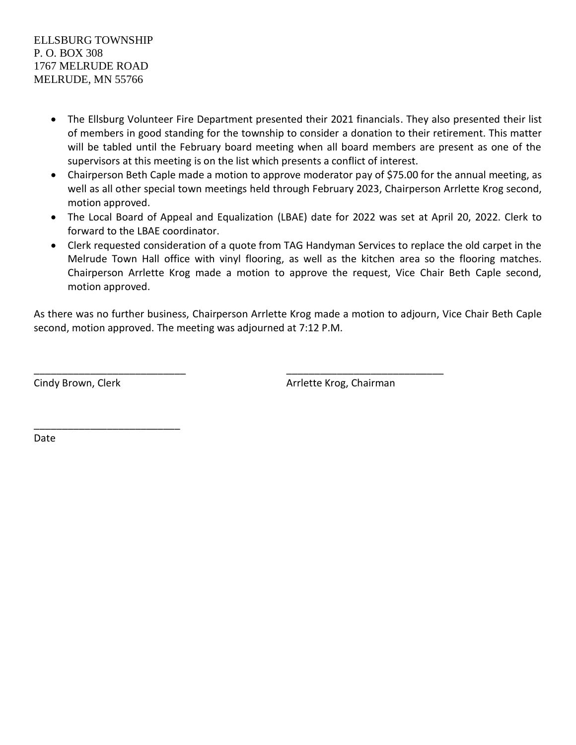ELLSBURG TOWNSHIP
P. O. BOX 308
1767 MELRUDE ROAD
MELRUDE, MN 55766

- The Ellsburg Volunteer Fire Department presented their 2021 financials. They also presented their list of members in good standing for the township to consider a donation to their retirement. This matter will be tabled until the February board meeting when all board members are present as one of the supervisors at this meeting is on the list which presents a conflict of interest.
- Chairperson Beth Caple made a motion to approve moderator pay of $75.00 for the annual meeting, as well as all other special town meetings held through February 2023, Chairperson Arrlette Krog second, motion approved.
- The Local Board of Appeal and Equalization (LBAE) date for 2022 was set at April 20, 2022. Clerk to forward to the LBAE coordinator.
- Clerk requested consideration of a quote from TAG Handyman Services to replace the old carpet in the Melrude Town Hall office with vinyl flooring, as well as the kitchen area so the flooring matches. Chairperson Arrlette Krog made a motion to approve the request, Vice Chair Beth Caple second, motion approved.

As there was no further business, Chairperson Arrlette Krog made a motion to adjourn, Vice Chair Beth Caple second, motion approved. The meeting was adjourned at 7:12 P.M.

___________________________
Cindy Brown, Clerk

___________________________
Arrlette Krog, Chairman

___________________________
Date